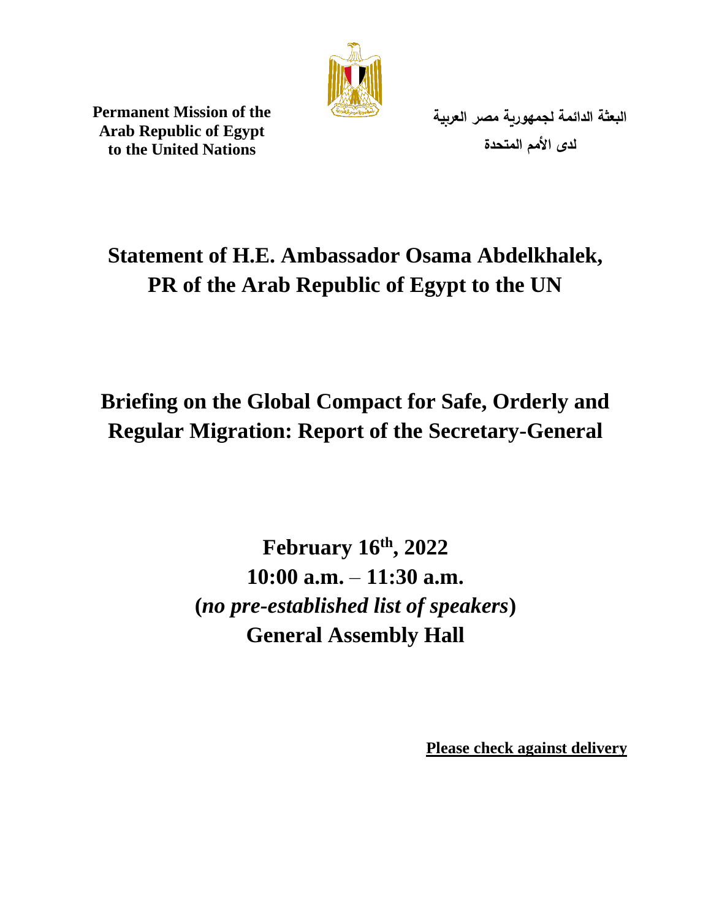**Permanent Mission of the Arab Republic of Egypt to the United Nations**

**البعثة الدائمة لجمهورية مصر العربية لدى الأمم المتحدة**

# Statement of H.E. Ambassador Osama Abdelkhalek, PR of the Arab Republic of Egypt to the UN

## Briefing on the Global Compact for Safe, Orderly and Regular Migration: Report of the Secretary-General

**February 16th, 2022**
**10:00 a.m. – 11:30 a.m.**
**(*no pre-established list of speakers*)**
**General Assembly Hall**

**Please check against delivery**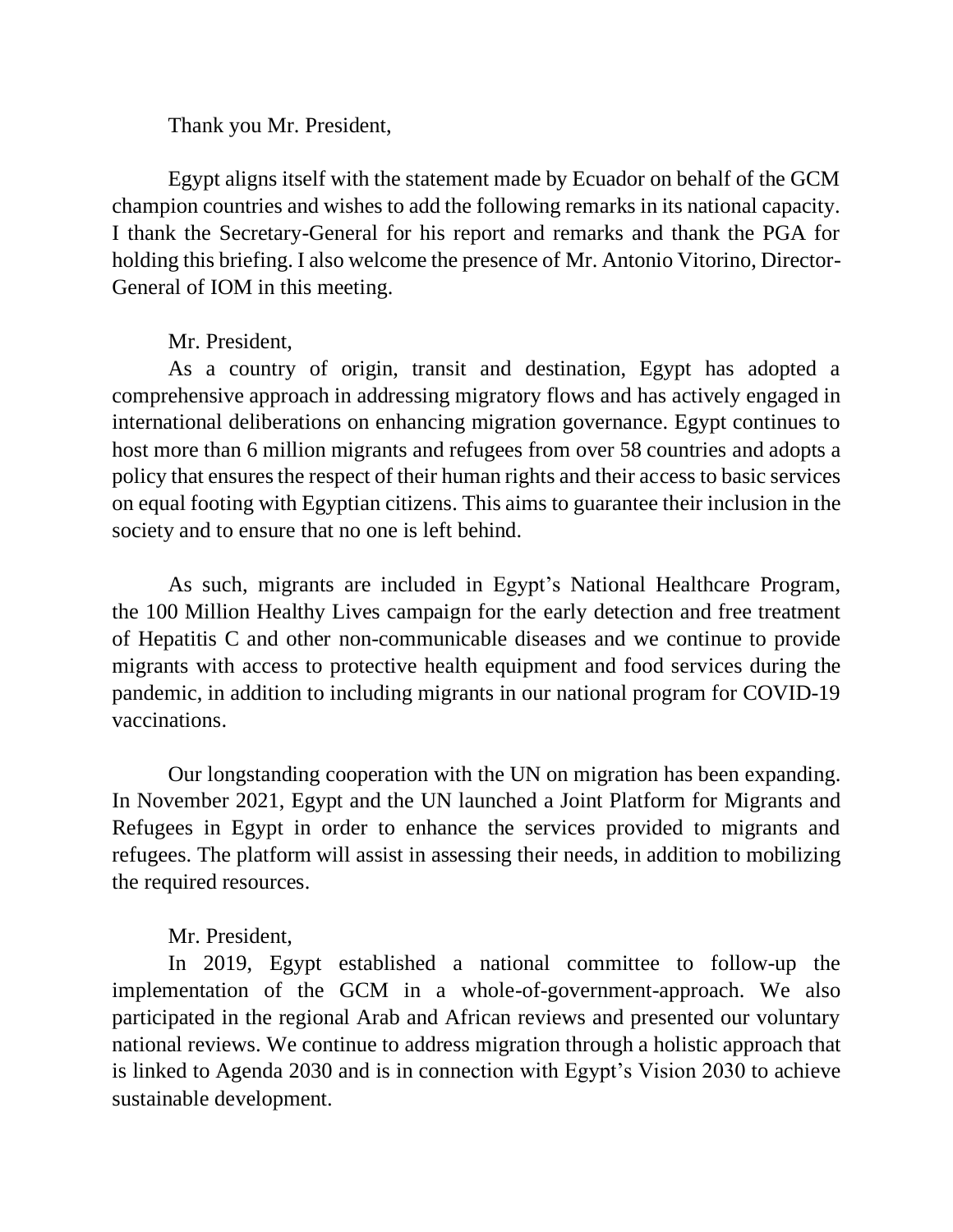Thank you Mr. President,

Egypt aligns itself with the statement made by Ecuador on behalf of the GCM champion countries and wishes to add the following remarks in its national capacity. I thank the Secretary-General for his report and remarks and thank the PGA for holding this briefing. I also welcome the presence of Mr. Antonio Vitorino, Director-General of IOM in this meeting.

Mr. President,

As a country of origin, transit and destination, Egypt has adopted a comprehensive approach in addressing migratory flows and has actively engaged in international deliberations on enhancing migration governance. Egypt continues to host more than 6 million migrants and refugees from over 58 countries and adopts a policy that ensures the respect of their human rights and their access to basic services on equal footing with Egyptian citizens. This aims to guarantee their inclusion in the society and to ensure that no one is left behind.

As such, migrants are included in Egypt's National Healthcare Program, the 100 Million Healthy Lives campaign for the early detection and free treatment of Hepatitis C and other non-communicable diseases and we continue to provide migrants with access to protective health equipment and food services during the pandemic, in addition to including migrants in our national program for COVID-19 vaccinations.

Our longstanding cooperation with the UN on migration has been expanding. In November 2021, Egypt and the UN launched a Joint Platform for Migrants and Refugees in Egypt in order to enhance the services provided to migrants and refugees. The platform will assist in assessing their needs, in addition to mobilizing the required resources.

Mr. President,

In 2019, Egypt established a national committee to follow-up the implementation of the GCM in a whole-of-government-approach. We also participated in the regional Arab and African reviews and presented our voluntary national reviews. We continue to address migration through a holistic approach that is linked to Agenda 2030 and is in connection with Egypt's Vision 2030 to achieve sustainable development.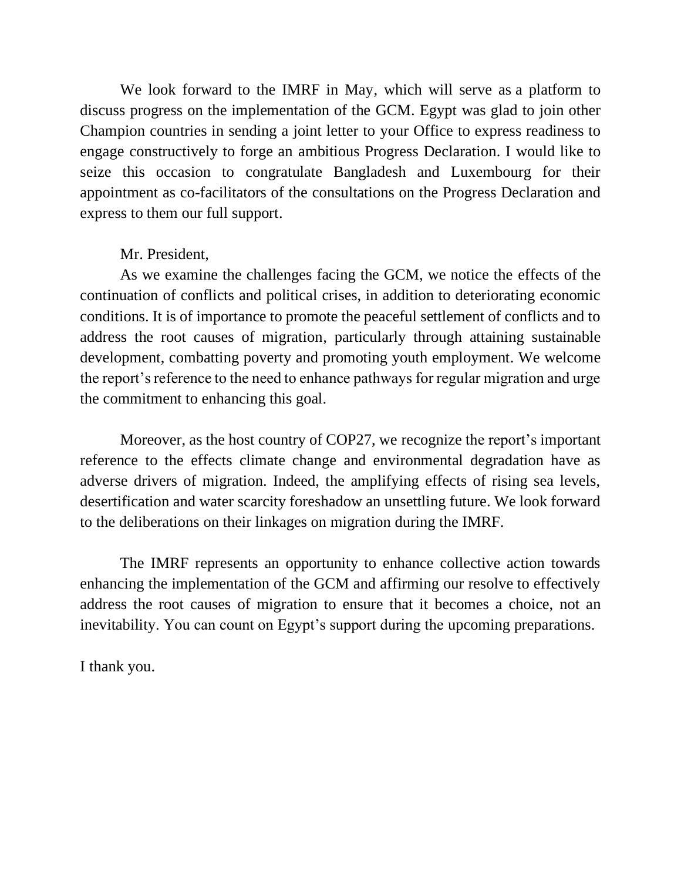We look forward to the IMRF in May, which will serve as a platform to discuss progress on the implementation of the GCM. Egypt was glad to join other Champion countries in sending a joint letter to your Office to express readiness to engage constructively to forge an ambitious Progress Declaration. I would like to seize this occasion to congratulate Bangladesh and Luxembourg for their appointment as co-facilitators of the consultations on the Progress Declaration and express to them our full support.

Mr. President,

As we examine the challenges facing the GCM, we notice the effects of the continuation of conflicts and political crises, in addition to deteriorating economic conditions. It is of importance to promote the peaceful settlement of conflicts and to address the root causes of migration, particularly through attaining sustainable development, combatting poverty and promoting youth employment. We welcome the report's reference to the need to enhance pathways for regular migration and urge the commitment to enhancing this goal.

Moreover, as the host country of COP27, we recognize the report's important reference to the effects climate change and environmental degradation have as adverse drivers of migration. Indeed, the amplifying effects of rising sea levels, desertification and water scarcity foreshadow an unsettling future. We look forward to the deliberations on their linkages on migration during the IMRF.

The IMRF represents an opportunity to enhance collective action towards enhancing the implementation of the GCM and affirming our resolve to effectively address the root causes of migration to ensure that it becomes a choice, not an inevitability. You can count on Egypt's support during the upcoming preparations.

I thank you.